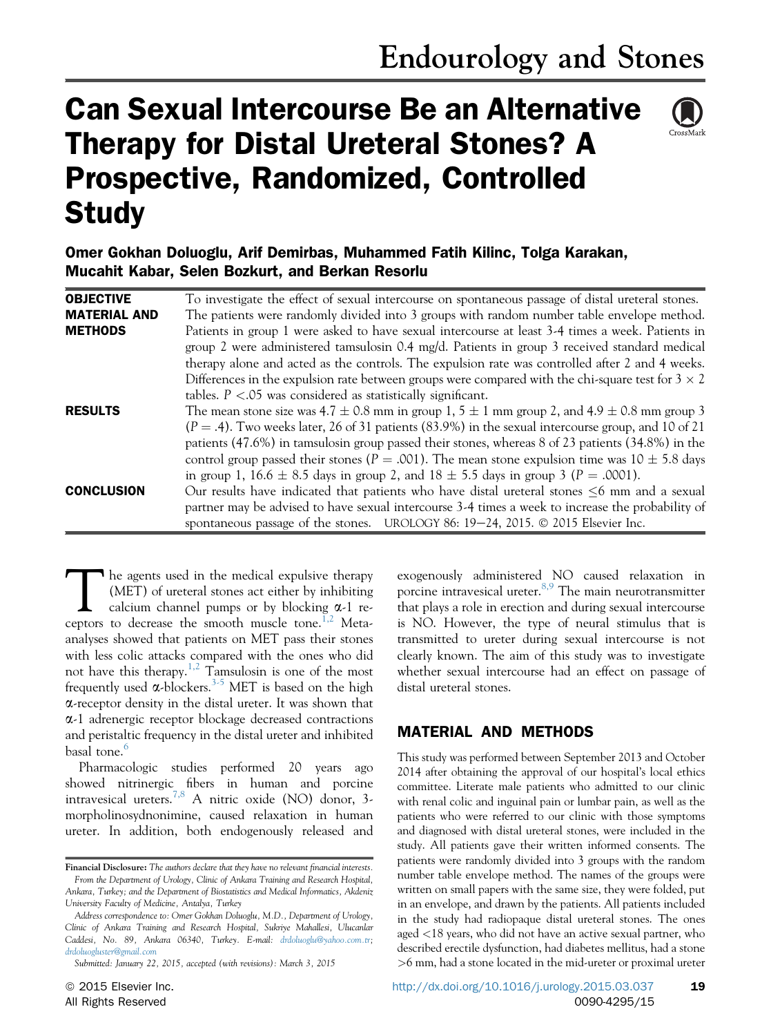# Can Sexual Intercourse Be an Alternative Therapy for Distal Ureteral Stones? A Prospective, Randomized, Controlled Study

**Omer Gokhan Doluoglu, Arif Demirbas, Muhammed Fatih Kilinc, Tolga Karakan, Mucahit Kabar, Selen Bozkurt, and Berkan Resorlu**

**OBJECTIVE** To investigate the effect of sexual intercourse on spontaneous passage of distal ureteral stones.

**MATERIAL AND METHODS** The patients were randomly divided into 3 groups with random number table envelope method. Patients in group 1 were asked to have sexual intercourse at least 3-4 times a week. Patients in group 2 were administered tamsulosin 0.4 mg/d. Patients in group 3 received standard medical therapy alone and acted as the controls. The expulsion rate was controlled after 2 and 4 weeks. Differences in the expulsion rate between groups were compared with the chi-square test for $3 \times 2$ tables. $P < .05$ was considered as statistically significant.

**RESULTS** The mean stone size was $4.7 \pm 0.8$ mm in group 1, $5 \pm 1$ mm group 2, and $4.9 \pm 0.8$ mm group 3 ($P = .4$). Two weeks later, 26 of 31 patients (83.9%) in the sexual intercourse group, and 10 of 21 patients (47.6%) in tamsulosin group passed their stones, whereas 8 of 23 patients (34.8%) in the control group passed their stones ($P = .001$). The mean stone expulsion time was $10 \pm 5.8$ days in group 1, $16.6 \pm 8.5$ days in group 2, and $18 \pm 5.5$ days in group 3 ($P = .0001$).

**CONCLUSION** Our results have indicated that patients who have distal ureteral stones $\leq 6$ mm and a sexual partner may be advised to have sexual intercourse 3-4 times a week to increase the probability of spontaneous passage of the stones. UROLOGY 86: 19–24, 2015. © 2015 Elsevier Inc.

The agents used in the medical expulsive therapy (MET) of ureteral stones act either by inhibiting calcium channel pumps or by blocking $\alpha$-1 receptors to decrease the smooth muscle tone.[1,2] Meta-analyses showed that patients on MET pass their stones with less colic attacks compared with the ones who did not have this therapy.[1,2] Tamsulosin is one of the most frequently used $\alpha$-blockers.[3-5] MET is based on the high $\alpha$-receptor density in the distal ureter. It was shown that $\alpha$-1 adrenergic receptor blockage decreased contractions and peristaltic frequency in the distal ureter and inhibited basal tone.[6]

Pharmacologic studies performed 20 years ago showed nitrinergic fibers in human and porcine intravesical ureters.[7,8] A nitric oxide (NO) donor, 3-morpholinosydnonimine, caused relaxation in human ureter. In addition, both endogenously released and exogenously administered NO caused relaxation in porcine intravesical ureter.[8,9] The main neurotransmitter that plays a role in erection and during sexual intercourse is NO. However, the type of neural stimulus that is transmitted to ureter during sexual intercourse is not clearly known. The aim of this study was to investigate whether sexual intercourse had an effect on passage of distal ureteral stones.

## MATERIAL AND METHODS

This study was performed between September 2013 and October 2014 after obtaining the approval of our hospital's local ethics committee. Literate male patients who admitted to our clinic with renal colic and inguinal pain or lumbar pain, as well as the patients who were referred to our clinic with those symptoms and diagnosed with distal ureteral stones, were included in the study. All patients gave their written informed consents. The patients were randomly divided into 3 groups with the random number table envelope method. The names of the groups were written on small papers with the same size, they were folded, put in an envelope, and drawn by the patients. All patients included in the study had radiopaque distal ureteral stones. The ones aged <18 years, who did not have an active sexual partner, who described erectile dysfunction, had diabetes mellitus, had a stone >6 mm, had a stone located in the mid-ureter or proximal ureter

*Financial Disclosure: The authors declare that they have no relevant financial interests.*

*From the Department of Urology, Clinic of Ankara Training and Research Hospital, Ankara, Turkey; and the Department of Biostatistics and Medical Informatics, Akdeniz University Faculty of Medicine, Antalya, Turkey*

*Address correspondence to: Omer Gokhan Doluoglu, M.D., Department of Urology, Clinic of Ankara Training and Research Hospital, Sukriye Mahallesi, Ulucanlar Caddesi, No. 89, Ankara 06340, Turkey. E-mail: drdoluoglu@yahoo.com.tr; drdoluogluster@gmail.com*

*Submitted: January 22, 2015, accepted (with revisions): March 3, 2015*

© 2015 Elsevier Inc. All Rights Reserved

http://dx.doi.org/10.1016/j.urology.2015.03.037 0090-4295/15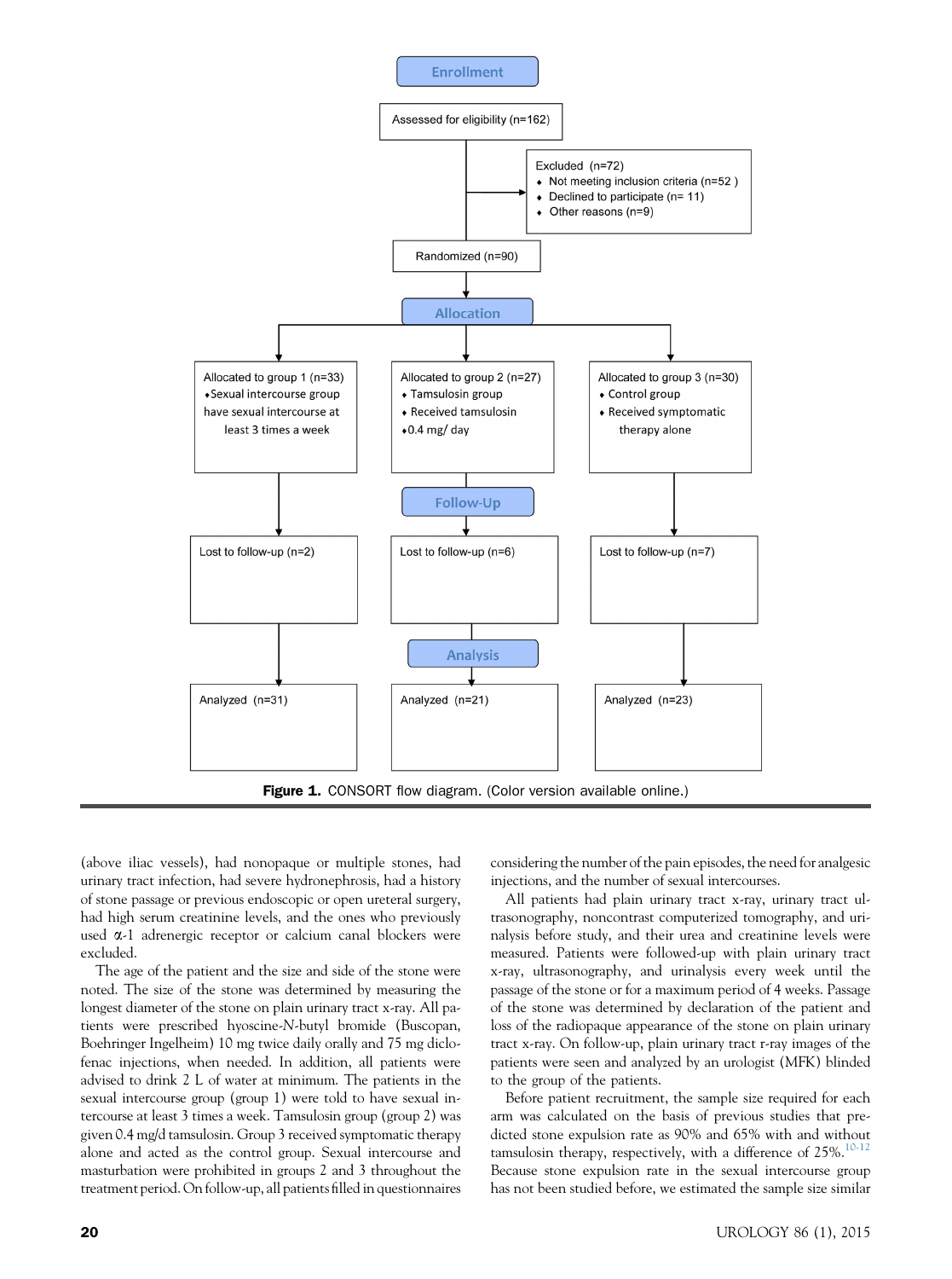Enrollment

Assessed for eligibility (n=162)

Excluded (n=72)
- Not meeting inclusion criteria (n=52)
- Declined to participate (n= 11)
- Other reasons (n=9)

Randomized (n=90)

Allocation

| Allocated to group 1 (n=33) | Allocated to group 2 (n=27) | Allocated to group 3 (n=30) |
|---|---|---|
| Sexual intercourse group have sexual intercourse at least 3 times a week | Tamsulosin group; Received tamsulosin; 0.4 mg/ day | Control group; Received symptomatic therapy alone |

Follow-Up

| Lost to follow-up (n=2) | Lost to follow-up (n=6) | Lost to follow-up (n=7) |
|---|---|---|

Analysis

| Analyzed (n=31) | Analyzed (n=21) | Analyzed (n=23) |
|---|---|---|

**Figure 1.** CONSORT flow diagram. (Color version available online.)

(above iliac vessels), had nonopaque or multiple stones, had urinary tract infection, had severe hydronephrosis, had a history of stone passage or previous endoscopic or open ureteral surgery, had high serum creatinine levels, and the ones who previously used α-1 adrenergic receptor or calcium canal blockers were excluded.

The age of the patient and the size and side of the stone were noted. The size of the stone was determined by measuring the longest diameter of the stone on plain urinary tract x-ray. All patients were prescribed hyoscine-*N*-butyl bromide (Buscopan, Boehringer Ingelheim) 10 mg twice daily orally and 75 mg diclofenac injections, when needed. In addition, all patients were advised to drink 2 L of water at minimum. The patients in the sexual intercourse group (group 1) were told to have sexual intercourse at least 3 times a week. Tamsulosin group (group 2) was given 0.4 mg/d tamsulosin. Group 3 received symptomatic therapy alone and acted as the control group. Sexual intercourse and masturbation were prohibited in groups 2 and 3 throughout the treatment period. On follow-up, all patients filled in questionnaires considering the number of the pain episodes, the need for analgesic injections, and the number of sexual intercourses.

All patients had plain urinary tract x-ray, urinary tract ultrasonography, noncontrast computerized tomography, and urinalysis before study, and their urea and creatinine levels were measured. Patients were followed-up with plain urinary tract x-ray, ultrasonography, and urinalysis every week until the passage of the stone or for a maximum period of 4 weeks. Passage of the stone was determined by declaration of the patient and loss of the radiopaque appearance of the stone on plain urinary tract x-ray. On follow-up, plain urinary tract r-ray images of the patients were seen and analyzed by an urologist (MFK) blinded to the group of the patients.

Before patient recruitment, the sample size required for each arm was calculated on the basis of previous studies that predicted stone expulsion rate as 90% and 65% with and without tamsulosin therapy, respectively, with a difference of 25%.[10-12] Because stone expulsion rate in the sexual intercourse group has not been studied before, we estimated the sample size similar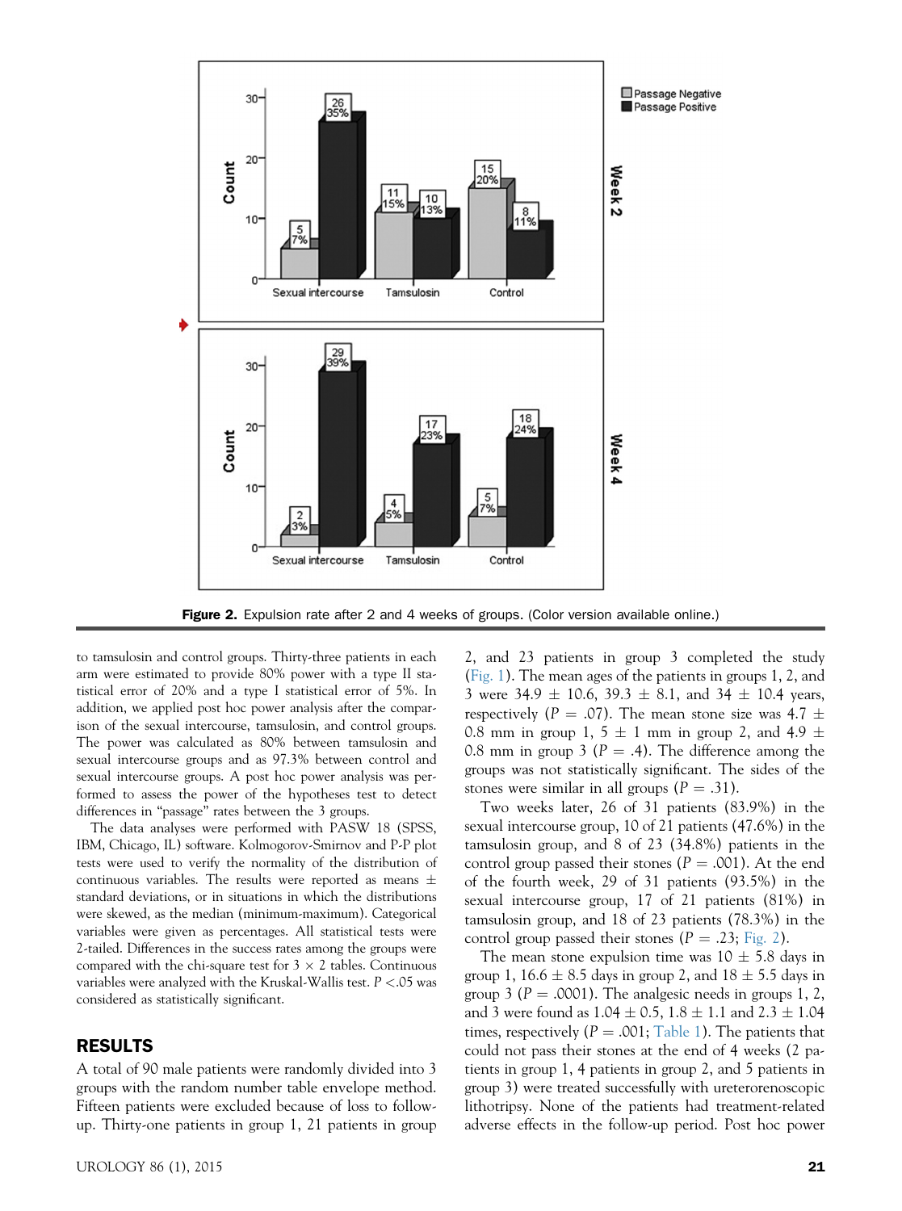Figure 2. Expulsion rate after 2 and 4 weeks of groups. (Color version available online.)

to tamsulosin and control groups. Thirty-three patients in each arm were estimated to provide 80% power with a type II statistical error of 20% and a type I statistical error of 5%. In addition, we applied post hoc power analysis after the comparison of the sexual intercourse, tamsulosin, and control groups. The power was calculated as 80% between tamsulosin and sexual intercourse groups and as 97.3% between control and sexual intercourse groups. A post hoc power analysis was performed to assess the power of the hypotheses test to detect differences in "passage" rates between the 3 groups.

The data analyses were performed with PASW 18 (SPSS, IBM, Chicago, IL) software. Kolmogorov-Smirnov and P-P plot tests were used to verify the normality of the distribution of continuous variables. The results were reported as means ± standard deviations, or in situations in which the distributions were skewed, as the median (minimum-maximum). Categorical variables were given as percentages. All statistical tests were 2-tailed. Differences in the success rates among the groups were compared with the chi-square test for $3 \times 2$ tables. Continuous variables were analyzed with the Kruskal-Wallis test. $P < .05$ was considered as statistically significant.

## RESULTS

A total of 90 male patients were randomly divided into 3 groups with the random number table envelope method. Fifteen patients were excluded because of loss to follow-up. Thirty-one patients in group 1, 21 patients in group 2, and 23 patients in group 3 completed the study (Fig. 1). The mean ages of the patients in groups 1, 2, and 3 were 34.9 ± 10.6, 39.3 ± 8.1, and 34 ± 10.4 years, respectively ($P = .07$). The mean stone size was 4.7 ± 0.8 mm in group 1, 5 ± 1 mm in group 2, and 4.9 ± 0.8 mm in group 3 ($P = .4$). The difference among the groups was not statistically significant. The sides of the stones were similar in all groups ($P = .31$).

Two weeks later, 26 of 31 patients (83.9%) in the sexual intercourse group, 10 of 21 patients (47.6%) in the tamsulosin group, and 8 of 23 (34.8%) patients in the control group passed their stones ($P = .001$). At the end of the fourth week, 29 of 31 patients (93.5%) in the sexual intercourse group, 17 of 21 patients (81%) in tamsulosin group, and 18 of 23 patients (78.3%) in the control group passed their stones ($P = .23$; Fig. 2).

The mean stone expulsion time was 10 ± 5.8 days in group 1, 16.6 ± 8.5 days in group 2, and 18 ± 5.5 days in group 3 ($P = .0001$). The analgesic needs in groups 1, 2, and 3 were found as 1.04 ± 0.5, 1.8 ± 1.1 and 2.3 ± 1.04 times, respectively ($P = .001$; Table 1). The patients that could not pass their stones at the end of 4 weeks (2 patients in group 1, 4 patients in group 2, and 5 patients in group 3) were treated successfully with ureterorenoscopic lithotripsy. None of the patients had treatment-related adverse effects in the follow-up period. Post hoc power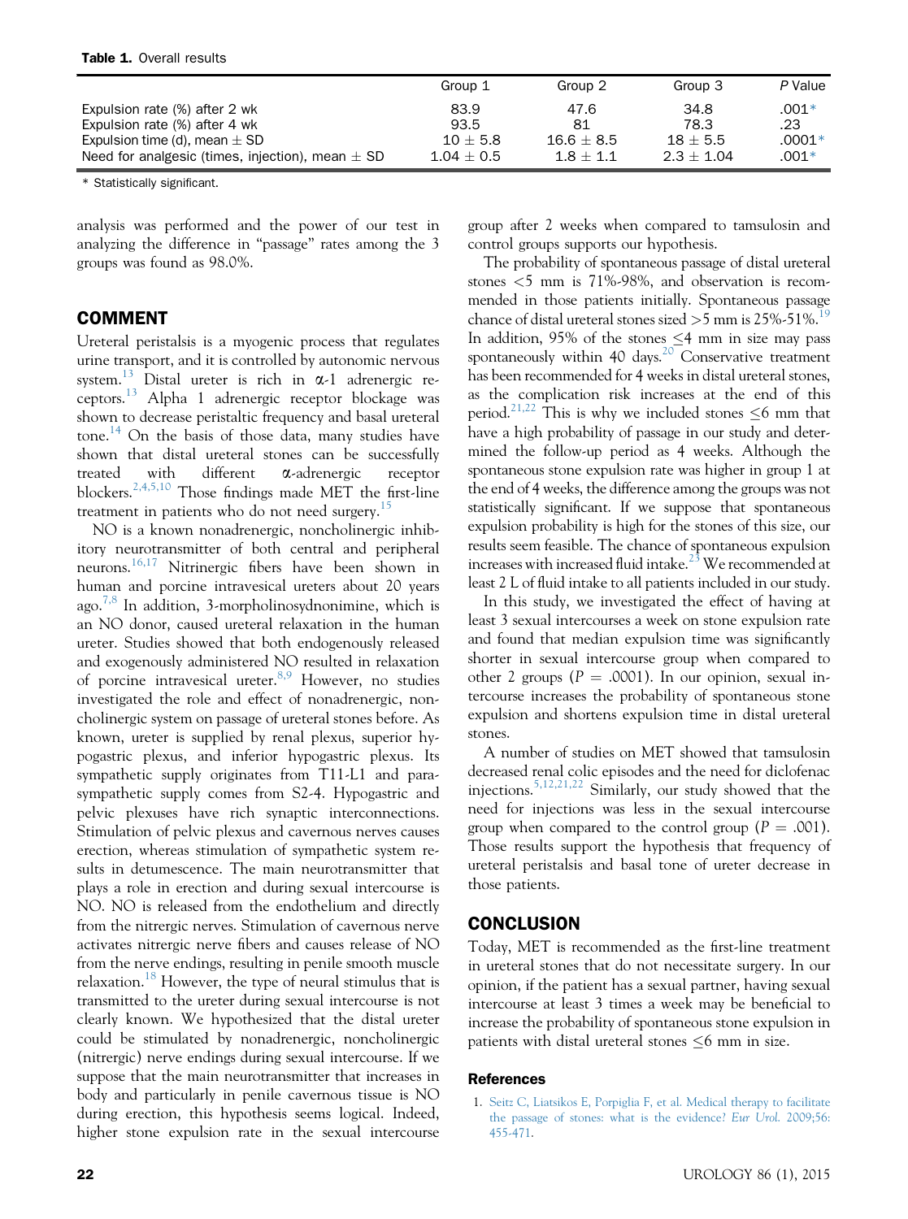**Table 1.** Overall results

| | Group 1 | Group 2 | Group 3 | P Value |
|---|---|---|---|---|
| Expulsion rate (%) after 2 wk | 83.9 | 47.6 | 34.8 | .001* |
| Expulsion rate (%) after 4 wk | 93.5 | 81 | 78.3 | .23 |
| Expulsion time (d), mean ± SD | 10 ± 5.8 | 16.6 ± 8.5 | 18 ± 5.5 | .0001* |
| Need for analgesic (times, injection), mean ± SD | 1.04 ± 0.5 | 1.8 ± 1.1 | 2.3 ± 1.04 | .001* |

\* Statistically significant.

analysis was performed and the power of our test in analyzing the difference in "passage" rates among the 3 groups was found as 98.0%.

## COMMENT

Ureteral peristalsis is a myogenic process that regulates urine transport, and it is controlled by autonomic nervous system.[13] Distal ureter is rich in α-1 adrenergic receptors.[13] Alpha 1 adrenergic receptor blockage was shown to decrease peristaltic frequency and basal ureteral tone.[14] On the basis of those data, many studies have shown that distal ureteral stones can be successfully treated with different α-adrenergic receptor blockers.[2,4,5,10] Those findings made MET the first-line treatment in patients who do not need surgery.[15]

NO is a known nonadrenergic, noncholinergic inhibitory neurotransmitter of both central and peripheral neurons.[16,17] Nitrinergic fibers have been shown in human and porcine intravesical ureters about 20 years ago.[7,8] In addition, 3-morpholinosydnonimine, which is an NO donor, caused ureteral relaxation in the human ureter. Studies showed that both endogenously released and exogenously administered NO resulted in relaxation of porcine intravesical ureter.[8,9] However, no studies investigated the role and effect of nonadrenergic, noncholinergic system on passage of ureteral stones before. As known, ureter is supplied by renal plexus, superior hypogastric plexus, and inferior hypogastric plexus. Its sympathetic supply originates from T11-L1 and parasympathetic supply comes from S2-4. Hypogastric and pelvic plexuses have rich synaptic interconnections. Stimulation of pelvic plexus and cavernous nerves causes erection, whereas stimulation of sympathetic system results in detumescence. The main neurotransmitter that plays a role in erection and during sexual intercourse is NO. NO is released from the endothelium and directly from the nitrergic nerves. Stimulation of cavernous nerve activates nitrergic nerve fibers and causes release of NO from the nerve endings, resulting in penile smooth muscle relaxation.[18] However, the type of neural stimulus that is transmitted to the ureter during sexual intercourse is not clearly known. We hypothesized that the distal ureter could be stimulated by nonadrenergic, noncholinergic (nitrergic) nerve endings during sexual intercourse. If we suppose that the main neurotransmitter that increases in body and particularly in penile cavernous tissue is NO during erection, this hypothesis seems logical. Indeed, higher stone expulsion rate in the sexual intercourse group after 2 weeks when compared to tamsulosin and control groups supports our hypothesis.

The probability of spontaneous passage of distal ureteral stones <5 mm is 71%-98%, and observation is recommended in those patients initially. Spontaneous passage chance of distal ureteral stones sized >5 mm is 25%-51%.[19] In addition, 95% of the stones ≤4 mm in size may pass spontaneously within 40 days.[20] Conservative treatment has been recommended for 4 weeks in distal ureteral stones, as the complication risk increases at the end of this period.[21,22] This is why we included stones ≤6 mm that have a high probability of passage in our study and determined the follow-up period as 4 weeks. Although the spontaneous stone expulsion rate was higher in group 1 at the end of 4 weeks, the difference among the groups was not statistically significant. If we suppose that spontaneous expulsion probability is high for the stones of this size, our results seem feasible. The chance of spontaneous expulsion increases with increased fluid intake.[23] We recommended at least 2 L of fluid intake to all patients included in our study.

In this study, we investigated the effect of having at least 3 sexual intercourses a week on stone expulsion rate and found that median expulsion time was significantly shorter in sexual intercourse group when compared to other 2 groups ($P = .0001$). In our opinion, sexual intercourse increases the probability of spontaneous stone expulsion and shortens expulsion time in distal ureteral stones.

A number of studies on MET showed that tamsulosin decreased renal colic episodes and the need for diclofenac injections.[5,12,21,22] Similarly, our study showed that the need for injections was less in the sexual intercourse group when compared to the control group ($P = .001$). Those results support the hypothesis that frequency of ureteral peristalsis and basal tone of ureter decrease in those patients.

## CONCLUSION

Today, MET is recommended as the first-line treatment in ureteral stones that do not necessitate surgery. In our opinion, if the patient has a sexual partner, having sexual intercourse at least 3 times a week may be beneficial to increase the probability of spontaneous stone expulsion in patients with distal ureteral stones ≤6 mm in size.

## References

1. Seitz C, Liatsikos E, Porpiglia F, et al. Medical therapy to facilitate the passage of stones: what is the evidence? *Eur Urol.* 2009;56: 455-471.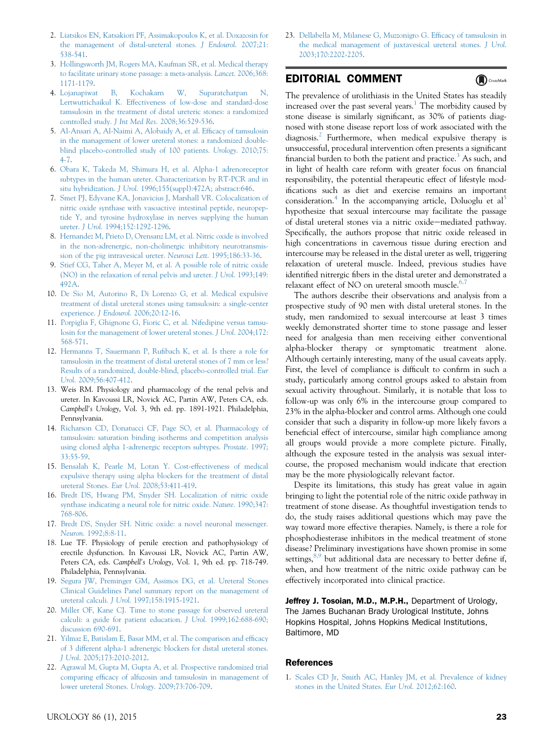2. Liatsikos EN, Katsakiori PF, Assimakopoulos K, et al. Doxazosin for the management of distal-ureteral stones. *J Endourol*. 2007;21: 538-541.
3. Hollingsworth JM, Rogers MA, Kaufman SR, et al. Medical therapy to facilitate urinary stone passage: a meta-analysis. *Lancet*. 2006;368: 1171-1179.
4. Lojanapiwat B, Kochakarn W, Suparatchatpan N, Lertwuttichaikul K. Effectiveness of low-dose and standard-dose tamsulosin in the treatment of distal ureteric stones: a randomized controlled study. *J Int Med Res*. 2008;36:529-536.
5. Al-Ansari A, Al-Naimi A, Alobaidy A, et al. Efficacy of tamsulosin in the management of lower ureteral stones: a randomized double-blind placebo-controlled study of 100 patients. *Urology*. 2010;75: 4-7.
6. Obara K, Takeda M, Shimura H, et al. Alpha-1 adrenoreceptor subtypes in the human ureter. Characterization by RT-PCR and in situ hybridization. *J Urol*. 1996;155(suppl):472A; abstract:646.
7. Smet PJ, Edyvane KA, Jonavicius J, Marshall VR. Colocalization of nitric oxide synthase with vasoactive intestinal peptide, neuropeptide Y, and tyrosine hydroxylase in nerves supplying the human ureter. *J Urol*. 1994;152:1292-1296.
8. Hernandez M, Prieto D, Orensanz LM, et al. Nitric oxide is involved in the non-adrenergic, non-cholinergic inhibitory neurotransmission of the pig intravesical ureter. *Neurosci Lett*. 1995;186:33-36.
9. Stief CG, Taher A, Meyer M, et al. A possible role of nitric oxide (NO) in the relaxation of renal pelvis and ureter. *J Urol*. 1993;149: 492A.
10. De Sio M, Autorino R, Di Lorenzo G, et al. Medical expulsive treatment of distal ureteral stones using tamsulosin: a single-center experience. *J Endourol*. 2006;20:12-16.
11. Porpiglia F, Ghignone G, Fioric C, et al. Nifedipine versus tamsulosin for the management of lower ureteral stones. *J Urol*. 2004;172: 568-571.
12. Hermanns T, Sauermann P, Rufibach K, et al. Is there a role for tamsulosin in the treatment of distal ureteral stones of 7 mm or less? Results of a randomized, double-blind, placebo-controlled trial. *Eur Urol*. 2009;56:407-412.
13. Weis RM. Physiology and pharmacology of the renal pelvis and ureter. In Kavoussi LR, Novick AC, Partin AW, Peters CA, eds. *Campbell's Urology*, Vol. 3, 9th ed. pp. 1891-1921. Philadelphia, Pennsylvania.
14. Richarson CD, Donatucci CF, Page SO, et al. Pharmacology of tamsulosin: saturation binding isotherms and competition analysis using cloned alpha 1-adrenergic receptors subtypes. *Prostate*. 1997; 33:55-59.
15. Bensalah K, Pearle M, Lotan Y. Cost-effectiveness of medical expulsive therapy using alpha blockers for the treatment of distal ureteral Stones. *Eur Urol*. 2008;53:411-419.
16. Bredt DS, Hwang PM, Snyder SH. Localization of nitric oxide synthase indicating a neural role for nitric oxide. *Nature*. 1990;347: 768-806.
17. Bredt DS, Snyder SH. Nitric oxide: a novel neuronal messenger. *Neuron*. 1992;8:8-11.
18. Lue TF. Physiology of penile erection and pathophysiology of erectile dysfunction. In Kavoussi LR, Novick AC, Partin AW, Peters CA, eds. *Campbell's Urology*, Vol. 1, 9th ed. pp. 718-749. Philadelphia, Pennsylvania.
19. Segura JW, Preminger GM, Assimos DG, et al. Ureteral Stones Clinical Guidelines Panel summary report on the management of ureteral calculi. *J Urol*. 1997;158:1915-1921.
20. Miller OF, Kane CJ. Time to stone passage for observed ureteral calculi: a guide for patient education. *J Urol*. 1999;162:688-690; discussion 690-691.
21. Yilmaz E, Batislam E, Basar MM, et al. The comparison and efficacy of 3 different alpha-1 adrenergic blockers for distal ureteral stones. *J Urol*. 2005;173:2010-2012.
22. Agrawal M, Gupta M, Gupta A, et al. Prospective randomized trial comparing efficacy of alfuzosin and tamsulosin in management of lower ureteral Stones. *Urology*. 2009;73:706-709.
23. Dellabella M, Milanese G, Muzzonigro G. Efficacy of tamsulosin in the medical management of juxtavesical ureteral stones. *J Urol*. 2003;170:2202-2205.

## EDITORIAL COMMENT

The prevalence of urolithiasis in the United States has steadily increased over the past several years.[1] The morbidity caused by stone disease is similarly significant, as 30% of patients diagnosed with stone disease report loss of work associated with the diagnosis.[2] Furthermore, when medical expulsive therapy is unsuccessful, procedural intervention often presents a significant financial burden to both the patient and practice.[3] As such, and in light of health care reform with greater focus on financial responsibility, the potential therapeutic effect of lifestyle modifications such as diet and exercise remains an important consideration.[4] In the accompanying article, Doluoglu et al[5] hypothesize that sexual intercourse may facilitate the passage of distal ureteral stones via a nitric oxide—mediated pathway. Specifically, the authors propose that nitric oxide released in high concentrations in cavernous tissue during erection and intercourse may be released in the distal ureter as well, triggering relaxation of ureteral muscle. Indeed, previous studies have identified nitrergic fibers in the distal ureter and demonstrated a relaxant effect of NO on ureteral smooth muscle.[6,7]

The authors describe their observations and analysis from a prospective study of 90 men with distal ureteral stones. In the study, men randomized to sexual intercourse at least 3 times weekly demonstrated shorter time to stone passage and lesser need for analgesia than men receiving either conventional alpha-blocker therapy or symptomatic treatment alone. Although certainly interesting, many of the usual caveats apply. First, the level of compliance is difficult to confirm in such a study, particularly among control groups asked to abstain from sexual activity throughout. Similarly, it is notable that loss to follow-up was only 6% in the intercourse group compared to 23% in the alpha-blocker and control arms. Although one could consider that such a disparity in follow-up more likely favors a beneficial effect of intercourse, similar high compliance among all groups would provide a more complete picture. Finally, although the exposure tested in the analysis was sexual intercourse, the proposed mechanism would indicate that erection may be the more physiologically relevant factor.

Despite its limitations, this study has great value in again bringing to light the potential role of the nitric oxide pathway in treatment of stone disease. As thoughtful investigation tends to do, the study raises additional questions which may pave the way toward more effective therapies. Namely, is there a role for phosphodiesterase inhibitors in the medical treatment of stone disease? Preliminary investigations have shown promise in some settings,[8,9] but additional data are necessary to better define if, when, and how treatment of the nitric oxide pathway can be effectively incorporated into clinical practice.

**Jeffrey J. Tosoian, M.D., M.P.H.,** Department of Urology, The James Buchanan Brady Urological Institute, Johns Hopkins Hospital, Johns Hopkins Medical Institutions, Baltimore, MD

### References

1. Scales CD Jr, Smith AC, Hanley JM, et al. Prevalence of kidney stones in the United States. *Eur Urol*. 2012;62:160.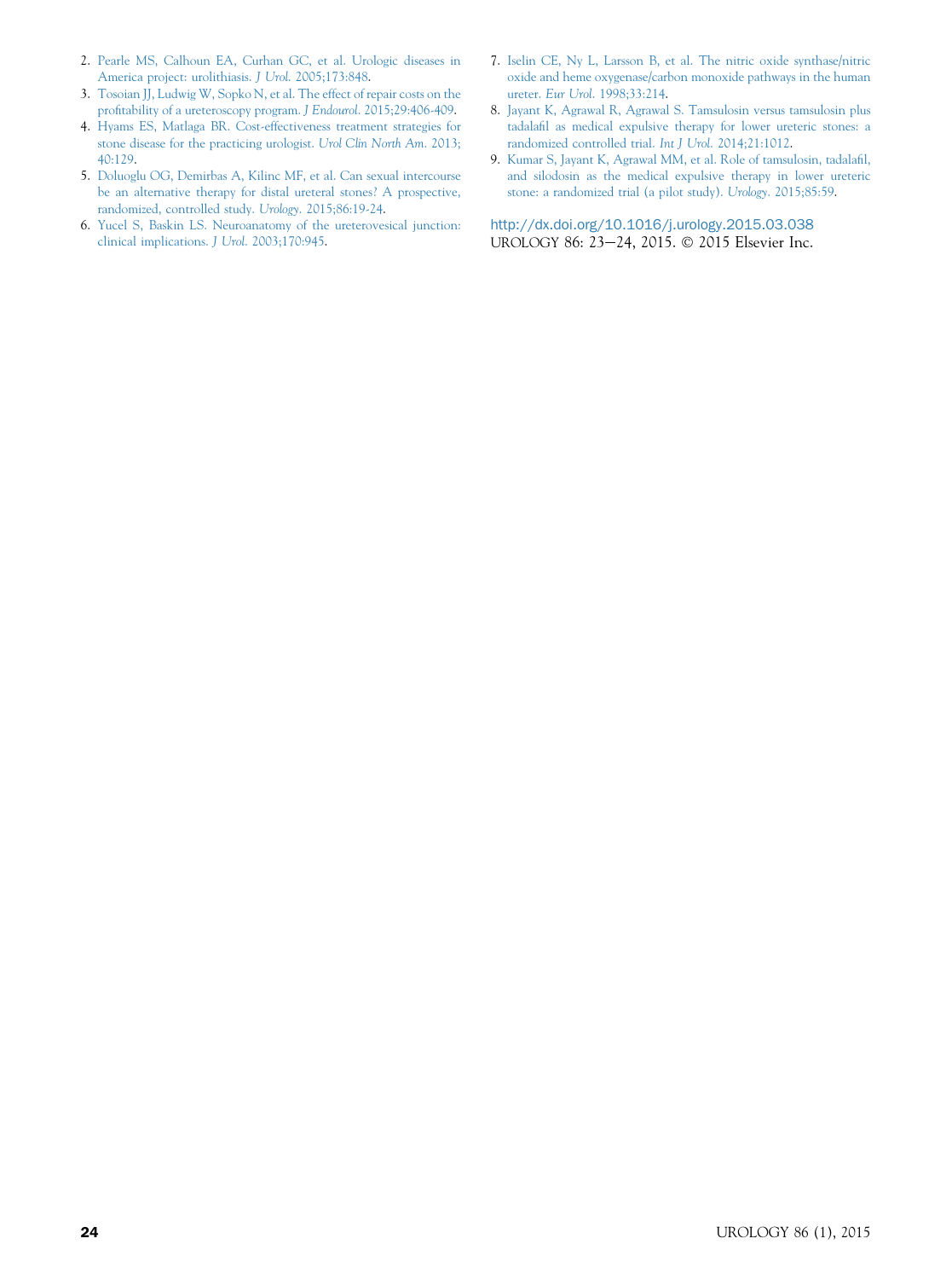2. Pearle MS, Calhoun EA, Curhan GC, et al. Urologic diseases in America project: urolithiasis. *J Urol*. 2005;173:848.
3. Tosoian JJ, Ludwig W, Sopko N, et al. The effect of repair costs on the profitability of a ureteroscopy program. *J Endourol*. 2015;29:406-409.
4. Hyams ES, Matlaga BR. Cost-effectiveness treatment strategies for stone disease for the practicing urologist. *Urol Clin North Am*. 2013;40:129.
5. Doluoglu OG, Demirbas A, Kilinc MF, et al. Can sexual intercourse be an alternative therapy for distal ureteral stones? A prospective, randomized, controlled study. *Urology*. 2015;86:19-24.
6. Yucel S, Baskin LS. Neuroanatomy of the ureterovesical junction: clinical implications. *J Urol*. 2003;170:945.
7. Iselin CE, Ny L, Larsson B, et al. The nitric oxide synthase/nitric oxide and heme oxygenase/carbon monoxide pathways in the human ureter. *Eur Urol*. 1998;33:214.
8. Jayant K, Agrawal R, Agrawal S. Tamsulosin versus tamsulosin plus tadalafil as medical expulsive therapy for lower ureteric stones: a randomized controlled trial. *Int J Urol*. 2014;21:1012.
9. Kumar S, Jayant K, Agrawal MM, et al. Role of tamsulosin, tadalafil, and silodosin as the medical expulsive therapy in lower ureteric stone: a randomized trial (a pilot study). *Urology*. 2015;85:59.

http://dx.doi.org/10.1016/j.urology.2015.03.038
UROLOGY 86: 23−24, 2015. © 2015 Elsevier Inc.